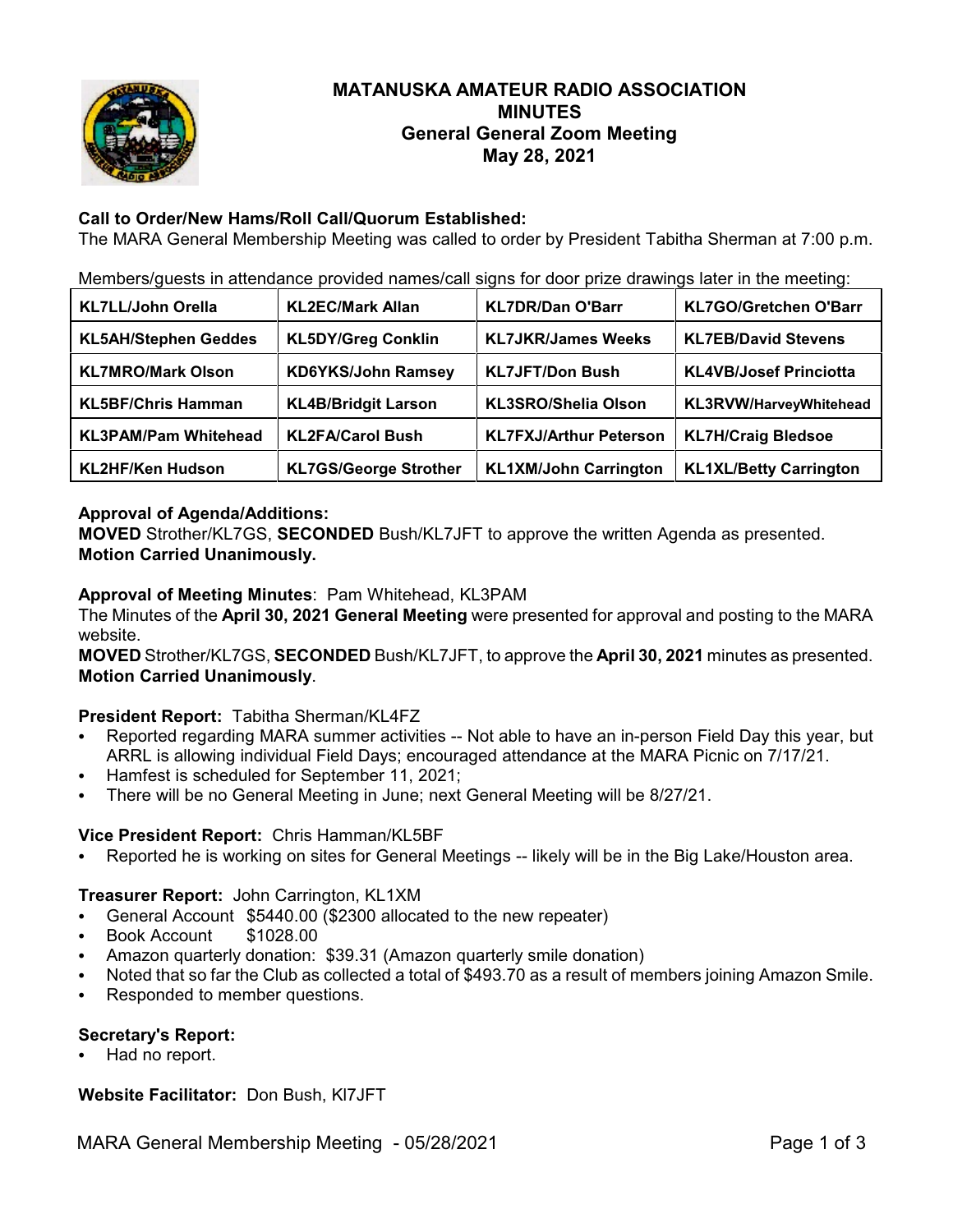# MATANUSKA AMATEUR RADIO ASSOCIATION
## MINUTES
## General General Zoom Meeting
## May 28, 2021

**Call to Order/New Hams/Roll Call/Quorum Established:**
The MARA General Membership Meeting was called to order by President Tabitha Sherman at 7:00 p.m.

Members/guests in attendance provided names/call signs for door prize drawings later in the meeting:

| | | | |
|---|---|---|---|
| **KL7LL/John Orella** | **KL2EC/Mark Allan** | **KL7DR/Dan O'Barr** | **KL7GO/Gretchen O'Barr** |
| **KL5AH/Stephen Geddes** | **KL5DY/Greg Conklin** | **KL7JKR/James Weeks** | **KL7EB/David Stevens** |
| **KL7MRO/Mark Olson** | **KD6YKS/John Ramsey** | **KL7JFT/Don Bush** | **KL4VB/Josef Princiotta** |
| **KL5BF/Chris Hamman** | **KL4B/Bridgit Larson** | **KL3SRO/Shelia Olson** | **KL3RVW/HarveyWhitehead** |
| **KL3PAM/Pam Whitehead** | **KL2FA/Carol Bush** | **KL7FXJ/Arthur Peterson** | **KL7H/Craig Bledsoe** |
| **KL2HF/Ken Hudson** | **KL7GS/George Strother** | **KL1XM/John Carrington** | **KL1XL/Betty Carrington** |

**Approval of Agenda/Additions:**
**MOVED** Strother/KL7GS, **SECONDED** Bush/KL7JFT to approve the written Agenda as presented.
**Motion Carried Unanimously.**

**Approval of Meeting Minutes**: Pam Whitehead, KL3PAM
The Minutes of the **April 30, 2021 General Meeting** were presented for approval and posting to the MARA website.
**MOVED** Strother/KL7GS, **SECONDED** Bush/KL7JFT, to approve the **April 30, 2021** minutes as presented.
**Motion Carried Unanimously**.

**President Report:** Tabitha Sherman/KL4FZ
- Reported regarding MARA summer activities -- Not able to have an in-person Field Day this year, but ARRL is allowing individual Field Days; encouraged attendance at the MARA Picnic on 7/17/21.
- Hamfest is scheduled for September 11, 2021;
- There will be no General Meeting in June; next General Meeting will be 8/27/21.

**Vice President Report:** Chris Hamman/KL5BF
- Reported he is working on sites for General Meetings -- likely will be in the Big Lake/Houston area.

**Treasurer Report:** John Carrington, KL1XM
- General Account $5440.00 ($2300 allocated to the new repeater)
- Book Account $1028.00
- Amazon quarterly donation: $39.31 (Amazon quarterly smile donation)
- Noted that so far the Club as collected a total of $493.70 as a result of members joining Amazon Smile.
- Responded to member questions.

**Secretary's Report:**
- Had no report.

**Website Facilitator:** Don Bush, Kl7JFT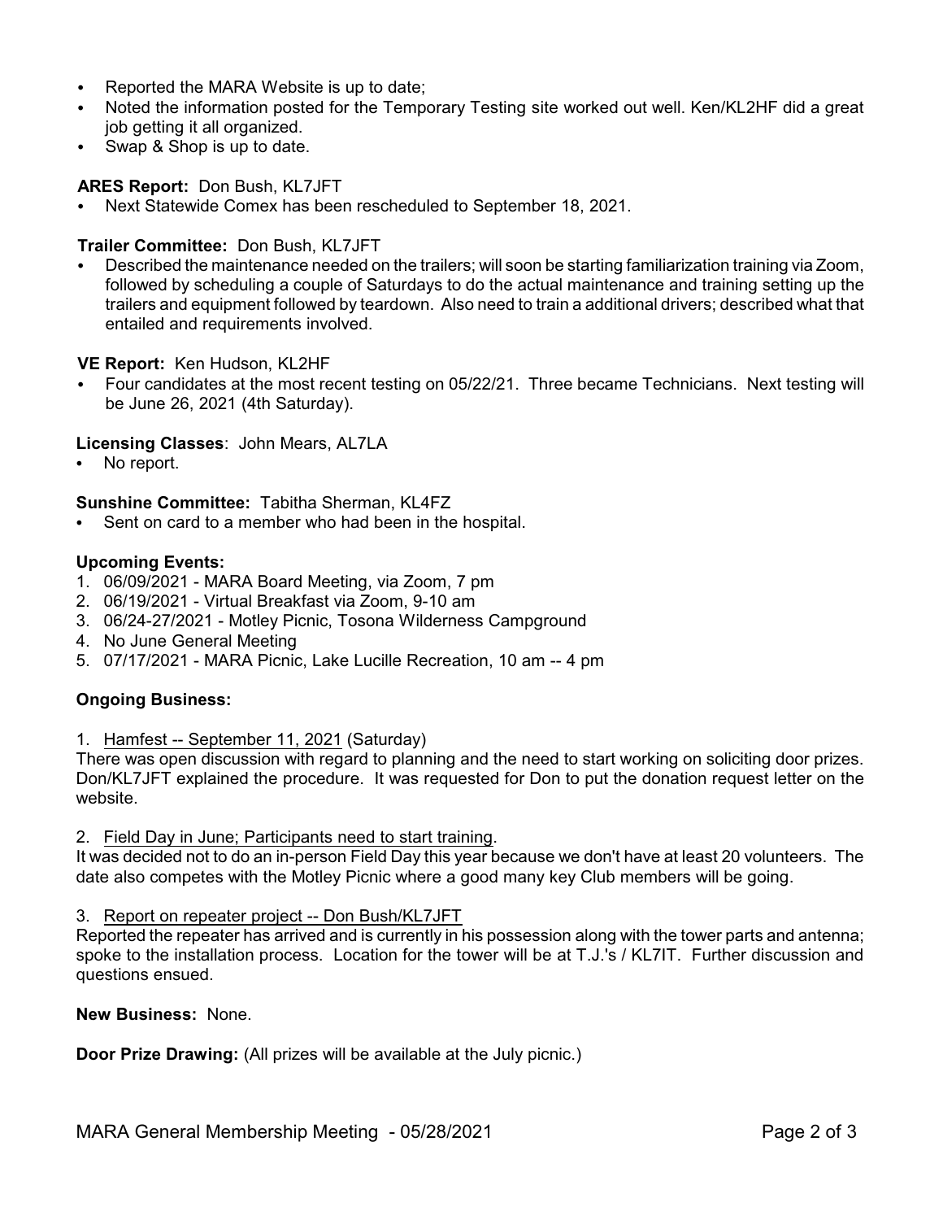- Reported the MARA Website is up to date;
- Noted the information posted for the Temporary Testing site worked out well. Ken/KL2HF did a great job getting it all organized.
- Swap & Shop is up to date.

**ARES Report:** Don Bush, KL7JFT

- Next Statewide Comex has been rescheduled to September 18, 2021.

**Trailer Committee:** Don Bush, KL7JFT

- Described the maintenance needed on the trailers; will soon be starting familiarization training via Zoom, followed by scheduling a couple of Saturdays to do the actual maintenance and training setting up the trailers and equipment followed by teardown. Also need to train a additional drivers; described what that entailed and requirements involved.

**VE Report:** Ken Hudson, KL2HF

- Four candidates at the most recent testing on 05/22/21. Three became Technicians. Next testing will be June 26, 2021 (4th Saturday).

**Licensing Classes**: John Mears, AL7LA

- No report.

**Sunshine Committee:** Tabitha Sherman, KL4FZ

- Sent on card to a member who had been in the hospital.

**Upcoming Events:**

1. 06/09/2021 - MARA Board Meeting, via Zoom, 7 pm
2. 06/19/2021 - Virtual Breakfast via Zoom, 9-10 am
3. 06/24-27/2021 - Motley Picnic, Tosona Wilderness Campground
4. No June General Meeting
5. 07/17/2021 - MARA Picnic, Lake Lucille Recreation, 10 am -- 4 pm

**Ongoing Business:**

1. Hamfest -- September 11, 2021 (Saturday)

There was open discussion with regard to planning and the need to start working on soliciting door prizes. Don/KL7JFT explained the procedure. It was requested for Don to put the donation request letter on the website.

2. Field Day in June; Participants need to start training.

It was decided not to do an in-person Field Day this year because we don't have at least 20 volunteers. The date also competes with the Motley Picnic where a good many key Club members will be going.

3. Report on repeater project -- Don Bush/KL7JFT

Reported the repeater has arrived and is currently in his possession along with the tower parts and antenna; spoke to the installation process. Location for the tower will be at T.J.'s / KL7IT. Further discussion and questions ensued.

**New Business:** None.

**Door Prize Drawing:** (All prizes will be available at the July picnic.)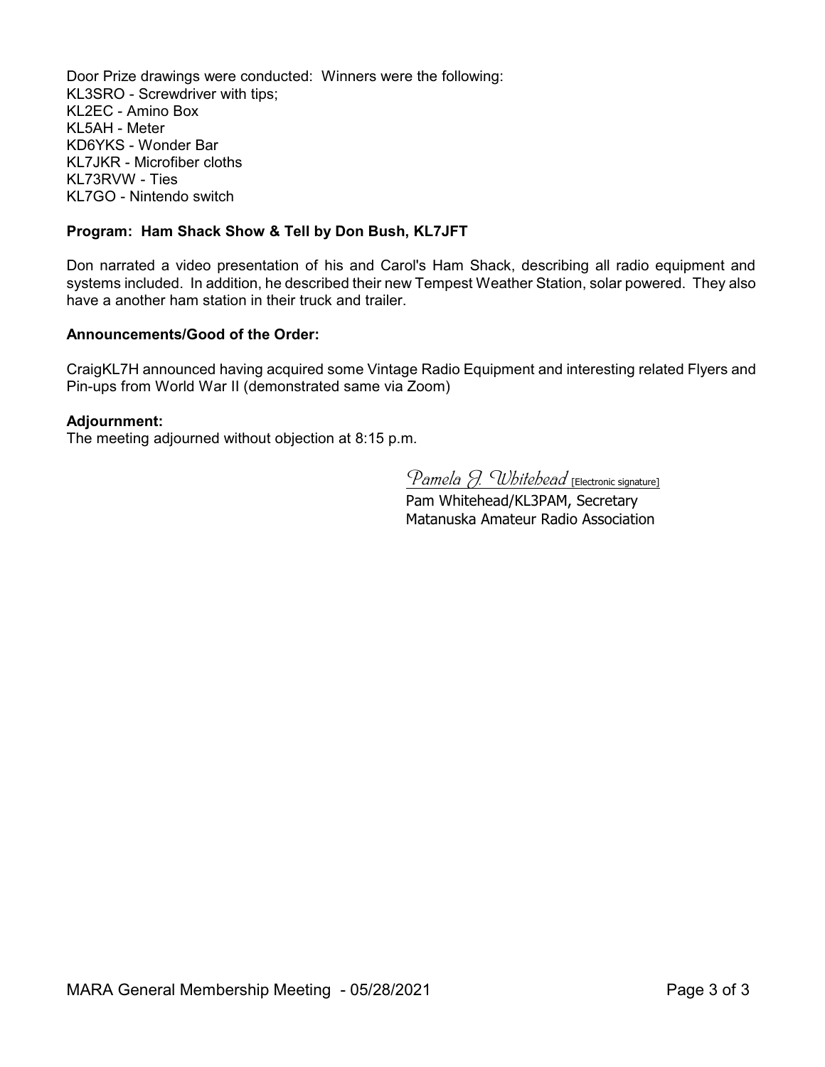Door Prize drawings were conducted: Winners were the following:
KL3SRO - Screwdriver with tips;
KL2EC - Amino Box
KL5AH - Meter
KD6YKS - Wonder Bar
KL7JKR - Microfiber cloths
KL73RVW - Ties
KL7GO - Nintendo switch

**Program: Ham Shack Show & Tell by Don Bush, KL7JFT**

Don narrated a video presentation of his and Carol's Ham Shack, describing all radio equipment and systems included. In addition, he described their new Tempest Weather Station, solar powered. They also have a another ham station in their truck and trailer.

**Announcements/Good of the Order:**

CraigKL7H announced having acquired some Vintage Radio Equipment and interesting related Flyers and Pin-ups from World War II (demonstrated same via Zoom)

**Adjournment:**
The meeting adjourned without objection at 8:15 p.m.

*Pamela J. Whitehead* [Electronic signature]
Pam Whitehead/KL3PAM, Secretary
Matanuska Amateur Radio Association